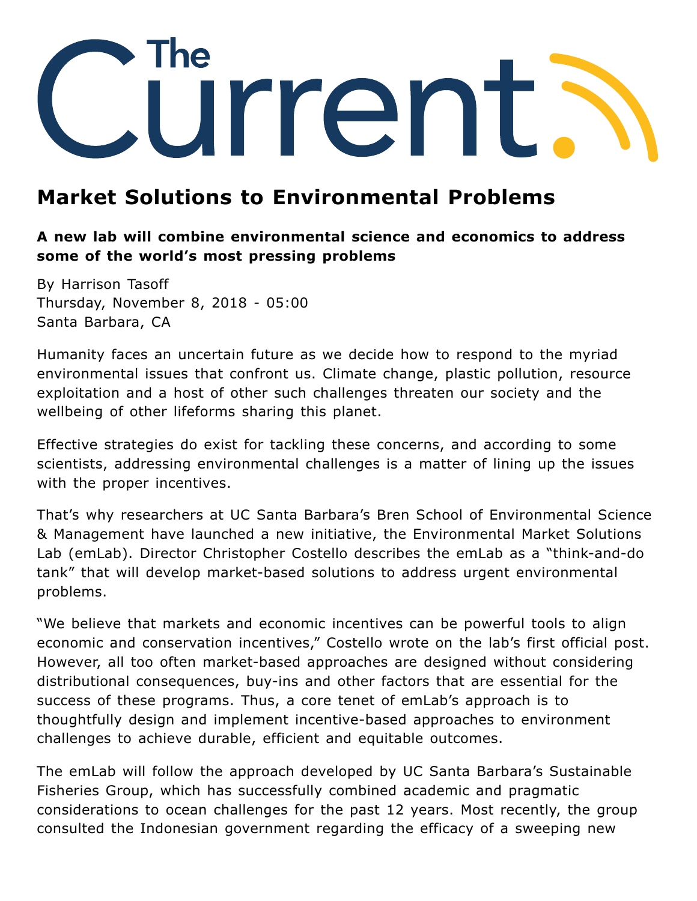# The Current

## Market Solutions to Environmental Problems

**A new lab will combine environmental science and economics to address some of the world's most pressing problems**

By Harrison Tasoff
Thursday, November 8, 2018 - 05:00
Santa Barbara, CA

Humanity faces an uncertain future as we decide how to respond to the myriad environmental issues that confront us. Climate change, plastic pollution, resource exploitation and a host of other such challenges threaten our society and the wellbeing of other lifeforms sharing this planet.

Effective strategies do exist for tackling these concerns, and according to some scientists, addressing environmental challenges is a matter of lining up the issues with the proper incentives.

That's why researchers at UC Santa Barbara's Bren School of Environmental Science & Management have launched a new initiative, the Environmental Market Solutions Lab (emLab). Director Christopher Costello describes the emLab as a "think-and-do tank" that will develop market-based solutions to address urgent environmental problems.

"We believe that markets and economic incentives can be powerful tools to align economic and conservation incentives," Costello wrote on the lab's first official post. However, all too often market-based approaches are designed without considering distributional consequences, buy-ins and other factors that are essential for the success of these programs. Thus, a core tenet of emLab's approach is to thoughtfully design and implement incentive-based approaches to environment challenges to achieve durable, efficient and equitable outcomes.

The emLab will follow the approach developed by UC Santa Barbara's Sustainable Fisheries Group, which has successfully combined academic and pragmatic considerations to ocean challenges for the past 12 years. Most recently, the group consulted the Indonesian government regarding the efficacy of a sweeping new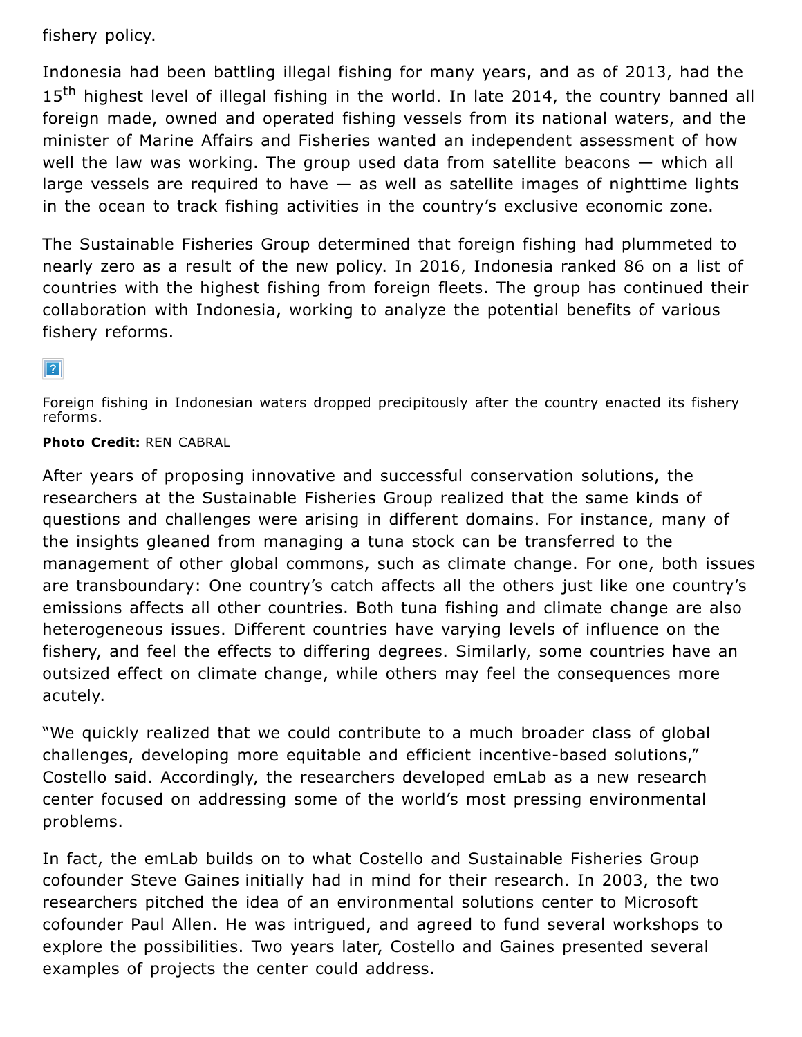fishery policy.

Indonesia had been battling illegal fishing for many years, and as of 2013, had the 15th highest level of illegal fishing in the world. In late 2014, the country banned all foreign made, owned and operated fishing vessels from its national waters, and the minister of Marine Affairs and Fisheries wanted an independent assessment of how well the law was working. The group used data from satellite beacons — which all large vessels are required to have — as well as satellite images of nighttime lights in the ocean to track fishing activities in the country's exclusive economic zone.

The Sustainable Fisheries Group determined that foreign fishing had plummeted to nearly zero as a result of the new policy. In 2016, Indonesia ranked 86 on a list of countries with the highest fishing from foreign fleets. The group has continued their collaboration with Indonesia, working to analyze the potential benefits of various fishery reforms.

Foreign fishing in Indonesian waters dropped precipitously after the country enacted its fishery reforms.

**Photo Credit:** REN CABRAL

After years of proposing innovative and successful conservation solutions, the researchers at the Sustainable Fisheries Group realized that the same kinds of questions and challenges were arising in different domains. For instance, many of the insights gleaned from managing a tuna stock can be transferred to the management of other global commons, such as climate change. For one, both issues are transboundary: One country's catch affects all the others just like one country's emissions affects all other countries. Both tuna fishing and climate change are also heterogeneous issues. Different countries have varying levels of influence on the fishery, and feel the effects to differing degrees. Similarly, some countries have an outsized effect on climate change, while others may feel the consequences more acutely.

"We quickly realized that we could contribute to a much broader class of global challenges, developing more equitable and efficient incentive-based solutions," Costello said. Accordingly, the researchers developed emLab as a new research center focused on addressing some of the world's most pressing environmental problems.

In fact, the emLab builds on to what Costello and Sustainable Fisheries Group cofounder Steve Gaines initially had in mind for their research. In 2003, the two researchers pitched the idea of an environmental solutions center to Microsoft cofounder Paul Allen. He was intrigued, and agreed to fund several workshops to explore the possibilities. Two years later, Costello and Gaines presented several examples of projects the center could address.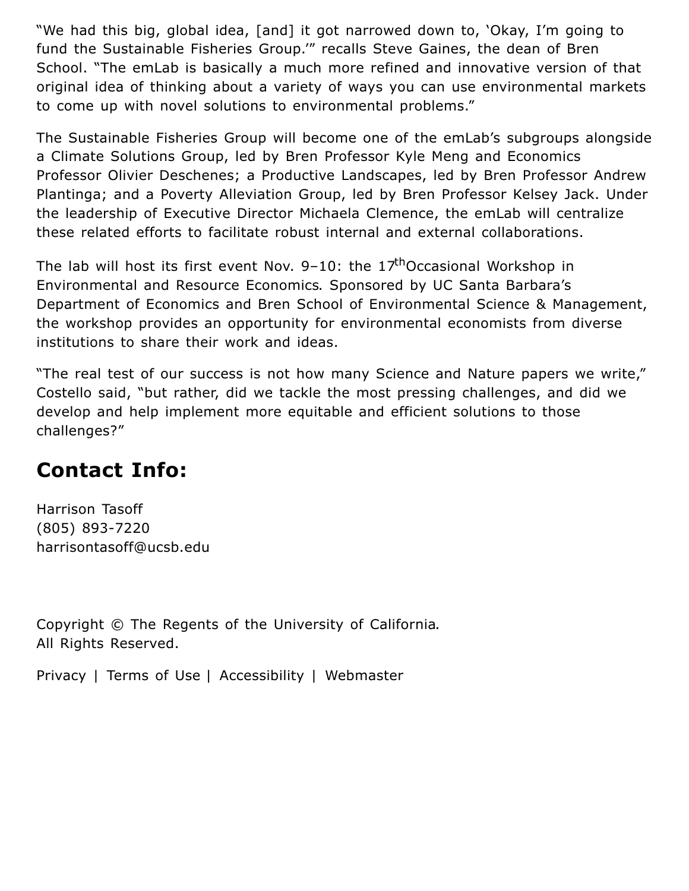"We had this big, global idea, [and] it got narrowed down to, 'Okay, I'm going to fund the Sustainable Fisheries Group.'" recalls Steve Gaines, the dean of Bren School. "The emLab is basically a much more refined and innovative version of that original idea of thinking about a variety of ways you can use environmental markets to come up with novel solutions to environmental problems."

The Sustainable Fisheries Group will become one of the emLab's subgroups alongside a Climate Solutions Group, led by Bren Professor Kyle Meng and Economics Professor Olivier Deschenes; a Productive Landscapes, led by Bren Professor Andrew Plantinga; and a Poverty Alleviation Group, led by Bren Professor Kelsey Jack. Under the leadership of Executive Director Michaela Clemence, the emLab will centralize these related efforts to facilitate robust internal and external collaborations.

The lab will host its first event Nov. 9–10: the 17thOccasional Workshop in Environmental and Resource Economics. Sponsored by UC Santa Barbara's Department of Economics and Bren School of Environmental Science & Management, the workshop provides an opportunity for environmental economists from diverse institutions to share their work and ideas.

"The real test of our success is not how many Science and Nature papers we write," Costello said, "but rather, did we tackle the most pressing challenges, and did we develop and help implement more equitable and efficient solutions to those challenges?"

## Contact Info:

Harrison Tasoff
(805) 893-7220
harrisontasoff@ucsb.edu

Copyright © The Regents of the University of California.
All Rights Reserved.

Privacy | Terms of Use | Accessibility | Webmaster